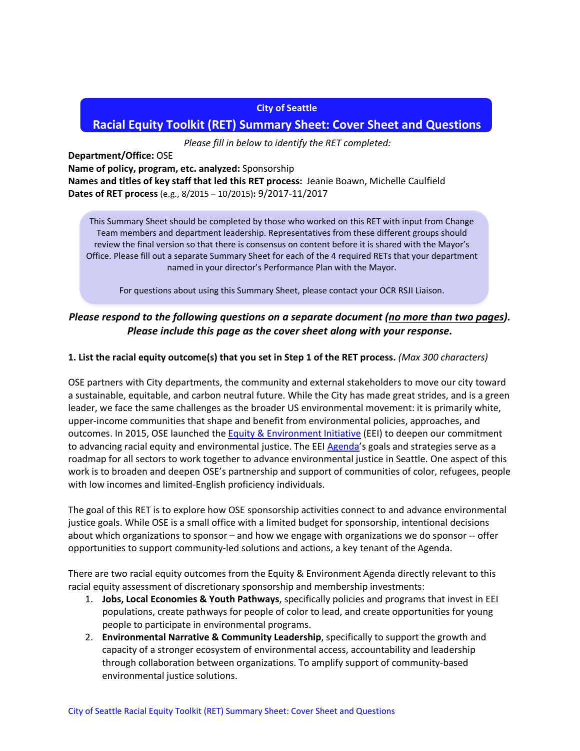## City of Seattle

# Racial Equity Toolkit (RET) Summary Sheet: Cover Sheet and Questions

*Please fill in below to identify the RET completed:*

**Department/Office:** OSE
**Name of policy, program, etc. analyzed:** Sponsorship
**Names and titles of key staff that led this RET process:** Jeanie Boawn, Michelle Caulfield
**Dates of RET process** (e.g., 8/2015 – 10/2015)**:** 9/2017-11/2017

> This Summary Sheet should be completed by those who worked on this RET with input from Change Team members and department leadership. Representatives from these different groups should review the final version so that there is consensus on content before it is shared with the Mayor's Office. Please fill out a separate Summary Sheet for each of the 4 required RETs that your department named in your director's Performance Plan with the Mayor.
>
> For questions about using this Summary Sheet, please contact your OCR RSJI Liaison.

***Please respond to the following questions on a separate document (no more than two pages). Please include this page as the cover sheet along with your response.***

**1. List the racial equity outcome(s) that you set in Step 1 of the RET process.** *(Max 300 characters)*

OSE partners with City departments, the community and external stakeholders to move our city toward a sustainable, equitable, and carbon neutral future. While the City has made great strides, and is a green leader, we face the same challenges as the broader US environmental movement: it is primarily white, upper-income communities that shape and benefit from environmental policies, approaches, and outcomes. In 2015, OSE launched the Equity & Environment Initiative (EEI) to deepen our commitment to advancing racial equity and environmental justice. The EEI Agenda's goals and strategies serve as a roadmap for all sectors to work together to advance environmental justice in Seattle. One aspect of this work is to broaden and deepen OSE's partnership and support of communities of color, refugees, people with low incomes and limited-English proficiency individuals.

The goal of this RET is to explore how OSE sponsorship activities connect to and advance environmental justice goals. While OSE is a small office with a limited budget for sponsorship, intentional decisions about which organizations to sponsor – and how we engage with organizations we do sponsor -- offer opportunities to support community-led solutions and actions, a key tenant of the Agenda.

There are two racial equity outcomes from the Equity & Environment Agenda directly relevant to this racial equity assessment of discretionary sponsorship and membership investments:

1. **Jobs, Local Economies & Youth Pathways**, specifically policies and programs that invest in EEI populations, create pathways for people of color to lead, and create opportunities for young people to participate in environmental programs.
2. **Environmental Narrative & Community Leadership**, specifically to support the growth and capacity of a stronger ecosystem of environmental access, accountability and leadership through collaboration between organizations. To amplify support of community-based environmental justice solutions.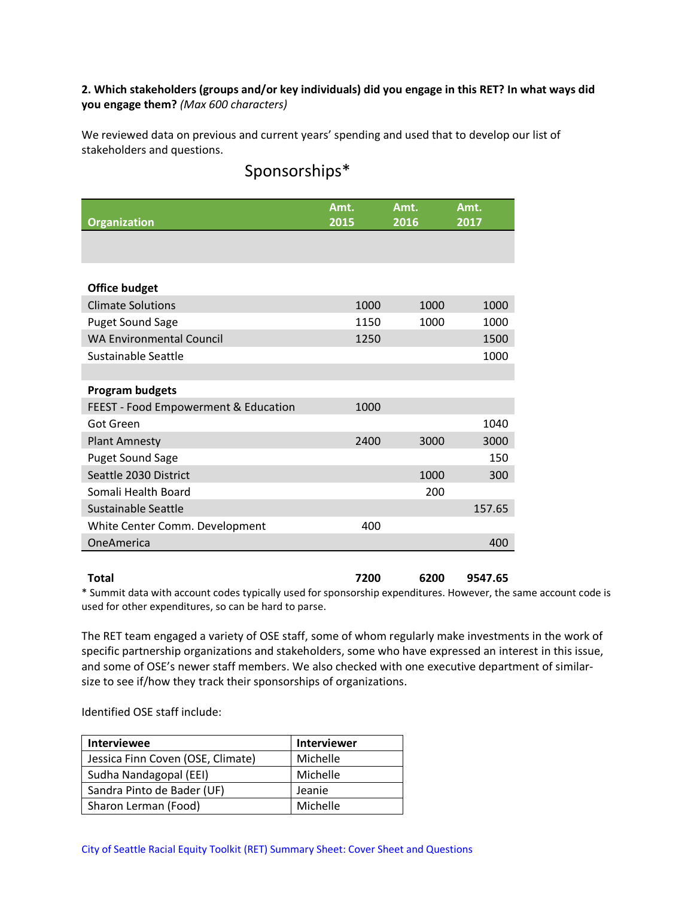**2. Which stakeholders (groups and/or key individuals) did you engage in this RET? In what ways did you engage them?** *(Max 600 characters)*

We reviewed data on previous and current years' spending and used that to develop our list of stakeholders and questions.

Sponsorships*

| Organization | Amt. 2015 | Amt. 2016 | Amt. 2017 |
|---|---|---|---|
| | | | |
| **Office budget** | | | |
| Climate Solutions | 1000 | 1000 | 1000 |
| Puget Sound Sage | 1150 | 1000 | 1000 |
| WA Environmental Council | 1250 | | 1500 |
| Sustainable Seattle | | | 1000 |
| | | | |
| **Program budgets** | | | |
| FEEST - Food Empowerment & Education | 1000 | | |
| Got Green | | | 1040 |
| Plant Amnesty | 2400 | 3000 | 3000 |
| Puget Sound Sage | | | 150 |
| Seattle 2030 District | | 1000 | 300 |
| Somali Health Board | | 200 | |
| Sustainable Seattle | | | 157.65 |
| White Center Comm. Development | 400 | | |
| OneAmerica | | | 400 |
| **Total** | **7200** | **6200** | **9547.65** |

* Summit data with account codes typically used for sponsorship expenditures. However, the same account code is used for other expenditures, so can be hard to parse.

The RET team engaged a variety of OSE staff, some of whom regularly make investments in the work of specific partnership organizations and stakeholders, some who have expressed an interest in this issue, and some of OSE's newer staff members. We also checked with one executive department of similar-size to see if/how they track their sponsorships of organizations.

Identified OSE staff include:

| Interviewee | Interviewer |
|---|---|
| Jessica Finn Coven (OSE, Climate) | Michelle |
| Sudha Nandagopal (EEI) | Michelle |
| Sandra Pinto de Bader (UF) | Jeanie |
| Sharon Lerman (Food) | Michelle |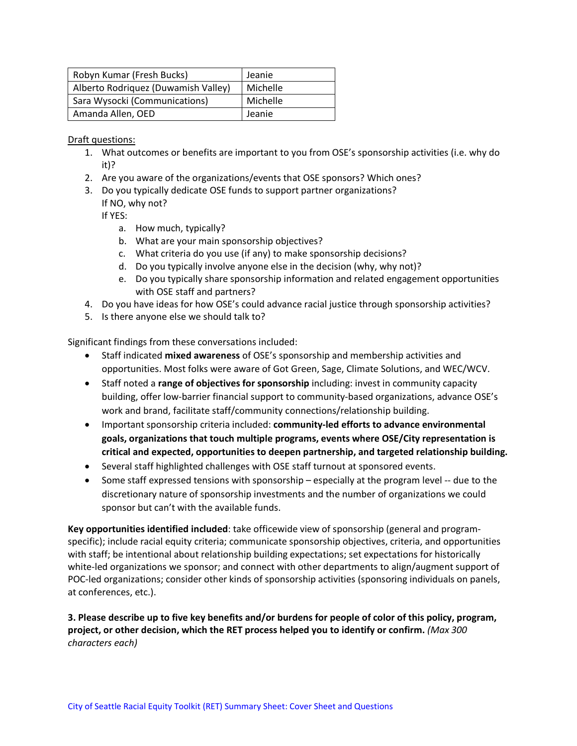| | |
|---|---|
| Robyn Kumar (Fresh Bucks) | Jeanie |
| Alberto Rodriquez (Duwamish Valley) | Michelle |
| Sara Wysocki (Communications) | Michelle |
| Amanda Allen, OED | Jeanie |

Draft questions:

1. What outcomes or benefits are important to you from OSE's sponsorship activities (i.e. why do it)?
2. Are you aware of the organizations/events that OSE sponsors? Which ones?
3. Do you typically dedicate OSE funds to support partner organizations?
   If NO, why not?
   If YES:
   a. How much, typically?
   b. What are your main sponsorship objectives?
   c. What criteria do you use (if any) to make sponsorship decisions?
   d. Do you typically involve anyone else in the decision (why, why not)?
   e. Do you typically share sponsorship information and related engagement opportunities with OSE staff and partners?
4. Do you have ideas for how OSE's could advance racial justice through sponsorship activities?
5. Is there anyone else we should talk to?

Significant findings from these conversations included:

- Staff indicated **mixed awareness** of OSE's sponsorship and membership activities and opportunities. Most folks were aware of Got Green, Sage, Climate Solutions, and WEC/WCV.
- Staff noted a **range of objectives for sponsorship** including: invest in community capacity building, offer low-barrier financial support to community-based organizations, advance OSE's work and brand, facilitate staff/community connections/relationship building.
- Important sponsorship criteria included: **community-led efforts to advance environmental goals, organizations that touch multiple programs, events where OSE/City representation is critical and expected, opportunities to deepen partnership, and targeted relationship building.**
- Several staff highlighted challenges with OSE staff turnout at sponsored events.
- Some staff expressed tensions with sponsorship – especially at the program level -- due to the discretionary nature of sponsorship investments and the number of organizations we could sponsor but can't with the available funds.

**Key opportunities identified included**: take officewide view of sponsorship (general and program-specific); include racial equity criteria; communicate sponsorship objectives, criteria, and opportunities with staff; be intentional about relationship building expectations; set expectations for historically white-led organizations we sponsor; and connect with other departments to align/augment support of POC-led organizations; consider other kinds of sponsorship activities (sponsoring individuals on panels, at conferences, etc.).

**3. Please describe up to five key benefits and/or burdens for people of color of this policy, program, project, or other decision, which the RET process helped you to identify or confirm.** *(Max 300 characters each)*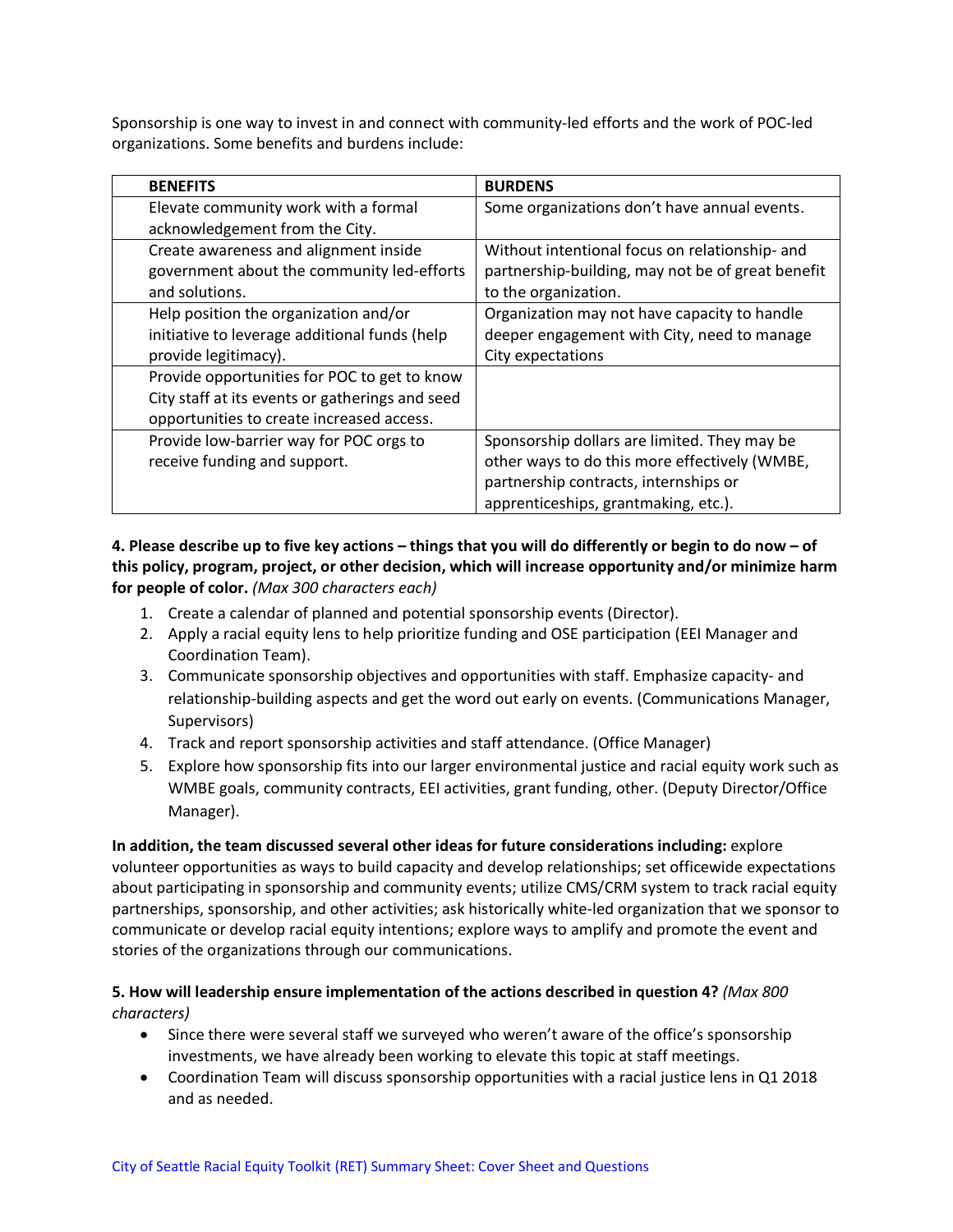Sponsorship is one way to invest in and connect with community-led efforts and the work of POC-led organizations. Some benefits and burdens include:

| BENEFITS | BURDENS |
|---|---|
| Elevate community work with a formal acknowledgement from the City. | Some organizations don't have annual events. |
| Create awareness and alignment inside government about the community led-efforts and solutions. | Without intentional focus on relationship- and partnership-building, may not be of great benefit to the organization. |
| Help position the organization and/or initiative to leverage additional funds (help provide legitimacy). | Organization may not have capacity to handle deeper engagement with City, need to manage City expectations |
| Provide opportunities for POC to get to know City staff at its events or gatherings and seed opportunities to create increased access. | |
| Provide low-barrier way for POC orgs to receive funding and support. | Sponsorship dollars are limited. They may be other ways to do this more effectively (WMBE, partnership contracts, internships or apprenticeships, grantmaking, etc.). |

**4. Please describe up to five key actions – things that you will do differently or begin to do now – of this policy, program, project, or other decision, which will increase opportunity and/or minimize harm for people of color.** *(Max 300 characters each)*

1. Create a calendar of planned and potential sponsorship events (Director).
2. Apply a racial equity lens to help prioritize funding and OSE participation (EEI Manager and Coordination Team).
3. Communicate sponsorship objectives and opportunities with staff. Emphasize capacity- and relationship-building aspects and get the word out early on events. (Communications Manager, Supervisors)
4. Track and report sponsorship activities and staff attendance. (Office Manager)
5. Explore how sponsorship fits into our larger environmental justice and racial equity work such as WMBE goals, community contracts, EEI activities, grant funding, other. (Deputy Director/Office Manager).

**In addition, the team discussed several other ideas for future considerations including:** explore volunteer opportunities as ways to build capacity and develop relationships; set officewide expectations about participating in sponsorship and community events; utilize CMS/CRM system to track racial equity partnerships, sponsorship, and other activities; ask historically white-led organization that we sponsor to communicate or develop racial equity intentions; explore ways to amplify and promote the event and stories of the organizations through our communications.

**5. How will leadership ensure implementation of the actions described in question 4?** *(Max 800 characters)*

- Since there were several staff we surveyed who weren't aware of the office's sponsorship investments, we have already been working to elevate this topic at staff meetings.
- Coordination Team will discuss sponsorship opportunities with a racial justice lens in Q1 2018 and as needed.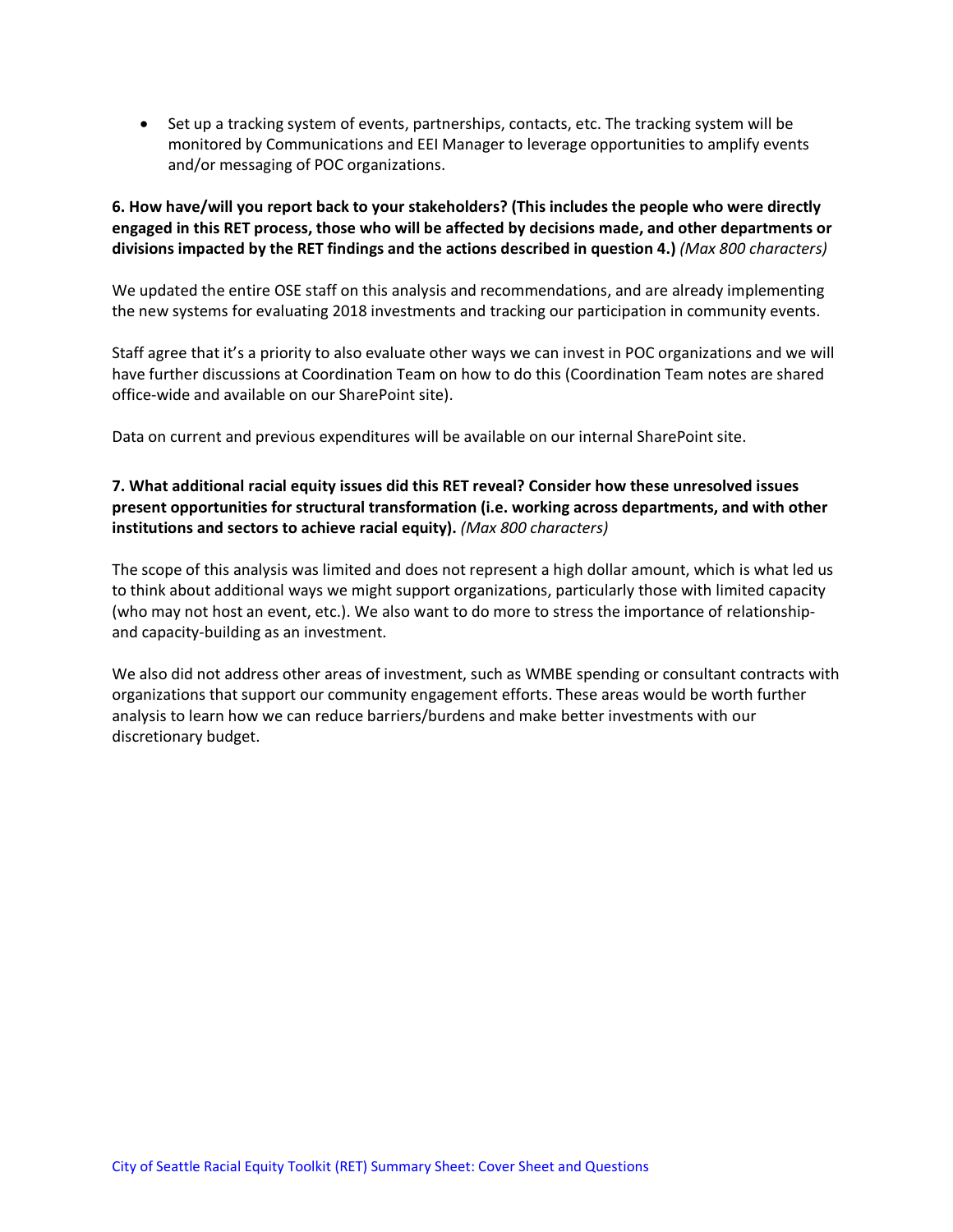- Set up a tracking system of events, partnerships, contacts, etc. The tracking system will be monitored by Communications and EEI Manager to leverage opportunities to amplify events and/or messaging of POC organizations.

**6. How have/will you report back to your stakeholders? (This includes the people who were directly engaged in this RET process, those who will be affected by decisions made, and other departments or divisions impacted by the RET findings and the actions described in question 4.)** *(Max 800 characters)*

We updated the entire OSE staff on this analysis and recommendations, and are already implementing the new systems for evaluating 2018 investments and tracking our participation in community events.

Staff agree that it's a priority to also evaluate other ways we can invest in POC organizations and we will have further discussions at Coordination Team on how to do this (Coordination Team notes are shared office-wide and available on our SharePoint site).

Data on current and previous expenditures will be available on our internal SharePoint site.

**7. What additional racial equity issues did this RET reveal? Consider how these unresolved issues present opportunities for structural transformation (i.e. working across departments, and with other institutions and sectors to achieve racial equity).** *(Max 800 characters)*

The scope of this analysis was limited and does not represent a high dollar amount, which is what led us to think about additional ways we might support organizations, particularly those with limited capacity (who may not host an event, etc.). We also want to do more to stress the importance of relationship- and capacity-building as an investment.

We also did not address other areas of investment, such as WMBE spending or consultant contracts with organizations that support our community engagement efforts. These areas would be worth further analysis to learn how we can reduce barriers/burdens and make better investments with our discretionary budget.